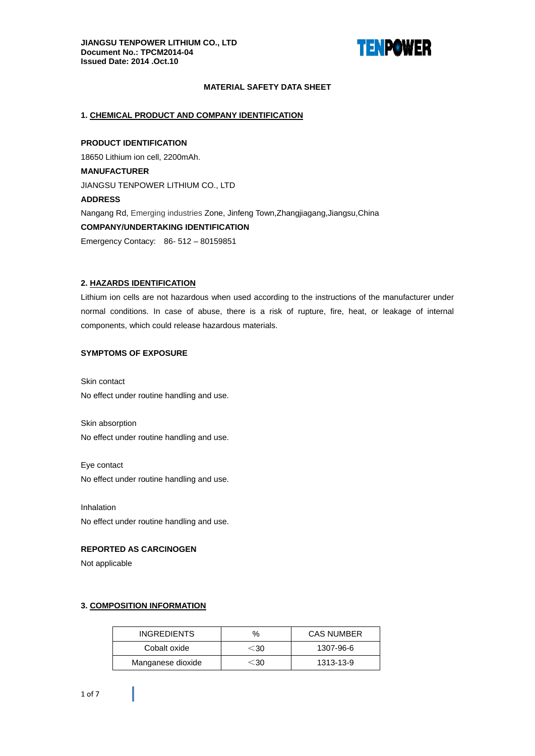**JIANGSU TENPOWER LITHIUM CO., LTD**
**Document No.: TPCM2014-04**
**Issued Date: 2014 .Oct.10**

# MATERIAL SAFETY DATA SHEET

## 1. CHEMICAL PRODUCT AND COMPANY IDENTIFICATION

**PRODUCT IDENTIFICATION**

18650 Lithium ion cell, 2200mAh.

**MANUFACTURER**

JIANGSU TENPOWER LITHIUM CO., LTD

**ADDRESS**

Nangang Rd, Emerging industries Zone, Jinfeng Town,Zhangjiagang,Jiangsu,China

**COMPANY/UNDERTAKING IDENTIFICATION**

Emergency Contacy: 86- 512 – 80159851

## 2. HAZARDS IDENTIFICATION

Lithium ion cells are not hazardous when used according to the instructions of the manufacturer under normal conditions. In case of abuse, there is a risk of rupture, fire, heat, or leakage of internal components, which could release hazardous materials.

**SYMPTOMS OF EXPOSURE**

Skin contact

No effect under routine handling and use.

Skin absorption

No effect under routine handling and use.

Eye contact

No effect under routine handling and use.

Inhalation

No effect under routine handling and use.

**REPORTED AS CARCINOGEN**

Not applicable

## 3. COMPOSITION INFORMATION

| INGREDIENTS | % | CAS NUMBER |
|---|---|---|
| Cobalt oxide | ＜30 | 1307-96-6 |
| Manganese dioxide | ＜30 | 1313-13-9 |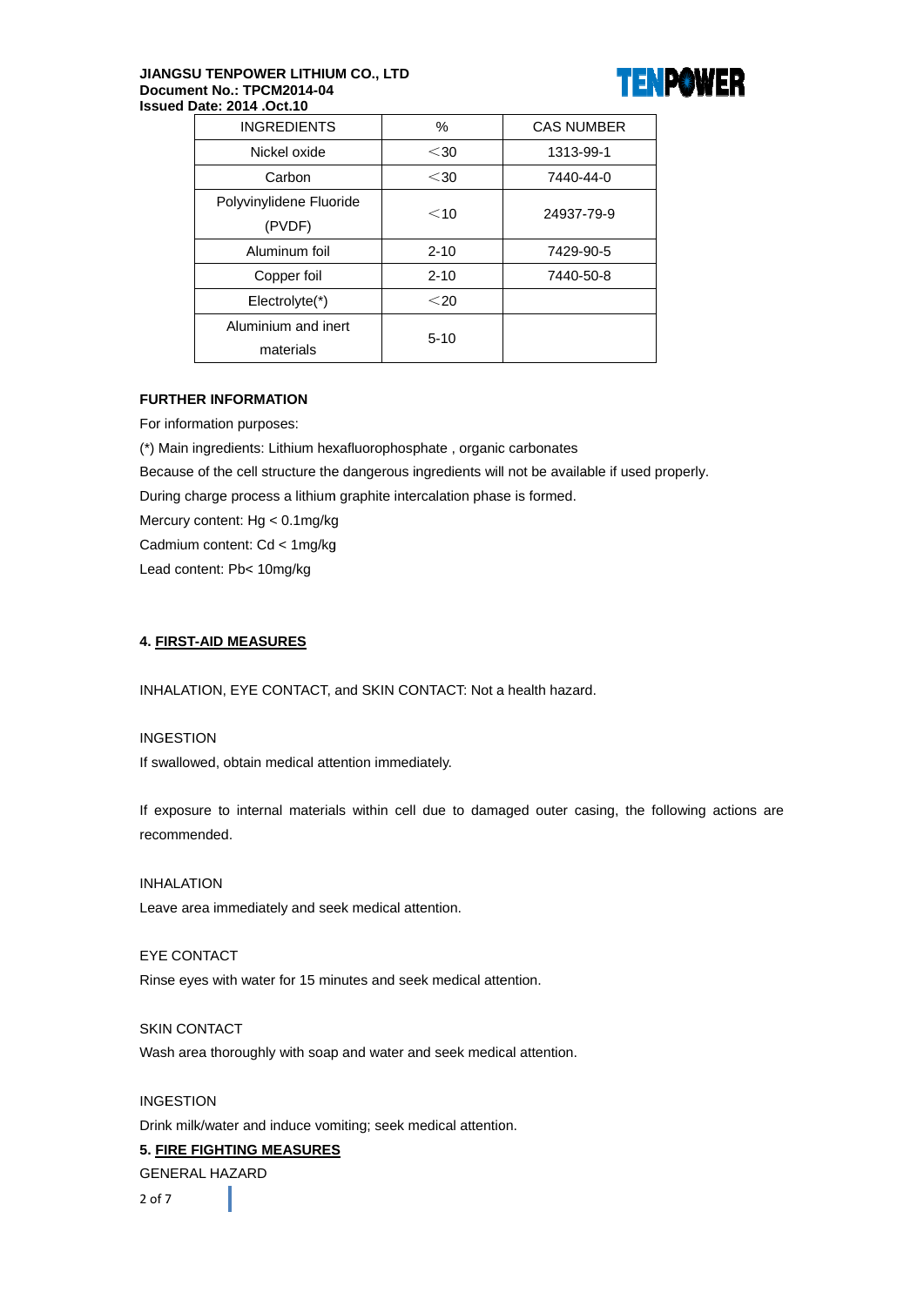| INGREDIENTS | % | CAS NUMBER |
|---|---|---|
| Nickel oxide | ＜30 | 1313-99-1 |
| Carbon | ＜30 | 7440-44-0 |
| Polyvinylidene Fluoride (PVDF) | ＜10 | 24937-79-9 |
| Aluminum foil | 2-10 | 7429-90-5 |
| Copper foil | 2-10 | 7440-50-8 |
| Electrolyte(*) | ＜20 | |
| Aluminium and inert materials | 5-10 | |

**FURTHER INFORMATION**

For information purposes:

(*) Main ingredients: Lithium hexafluorophosphate , organic carbonates

Because of the cell structure the dangerous ingredients will not be available if used properly.

During charge process a lithium graphite intercalation phase is formed.

Mercury content: Hg < 0.1mg/kg

Cadmium content: Cd < 1mg/kg

Lead content: Pb< 10mg/kg

## 4. FIRST-AID MEASURES

INHALATION, EYE CONTACT, and SKIN CONTACT: Not a health hazard.

INGESTION

If swallowed, obtain medical attention immediately.

If exposure to internal materials within cell due to damaged outer casing, the following actions are recommended.

INHALATION

Leave area immediately and seek medical attention.

EYE CONTACT

Rinse eyes with water for 15 minutes and seek medical attention.

SKIN CONTACT

Wash area thoroughly with soap and water and seek medical attention.

INGESTION

Drink milk/water and induce vomiting; seek medical attention.

## 5. FIRE FIGHTING MEASURES

GENERAL HAZARD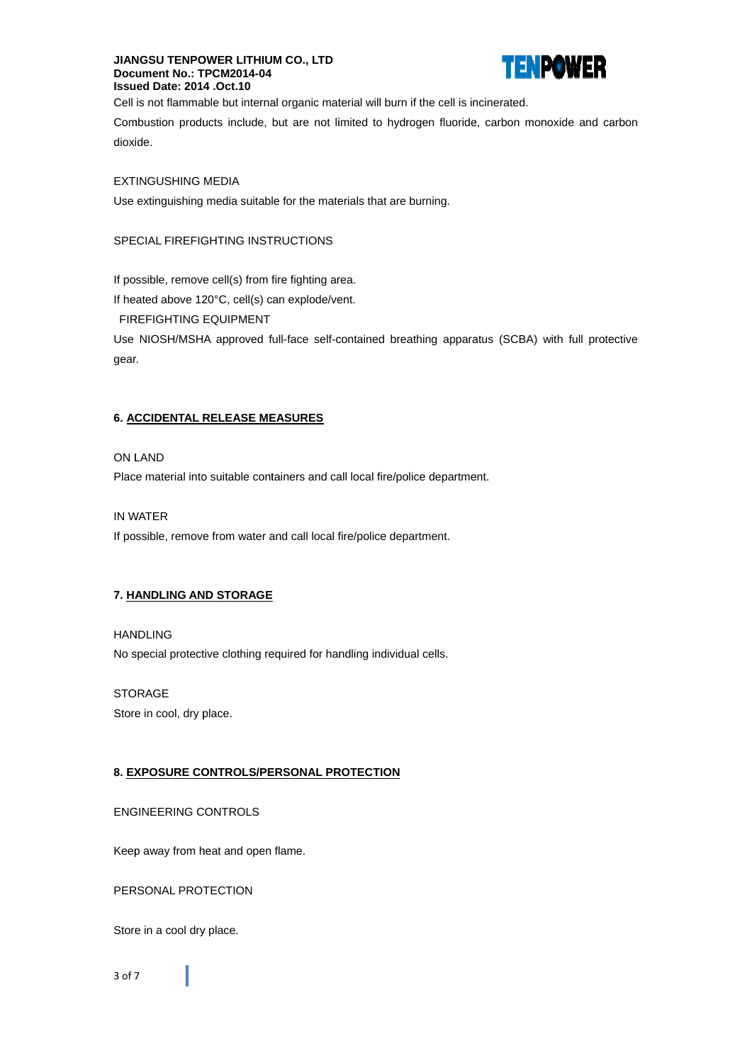Cell is not flammable but internal organic material will burn if the cell is incinerated.

Combustion products include, but are not limited to hydrogen fluoride, carbon monoxide and carbon dioxide.

EXTINGUSHING MEDIA

Use extinguishing media suitable for the materials that are burning.

SPECIAL FIREFIGHTING INSTRUCTIONS

If possible, remove cell(s) from fire fighting area.

If heated above 120°C, cell(s) can explode/vent.

FIREFIGHTING EQUIPMENT

Use NIOSH/MSHA approved full-face self-contained breathing apparatus (SCBA) with full protective gear.

## 6. ACCIDENTAL RELEASE MEASURES

ON LAND

Place material into suitable containers and call local fire/police department.

IN WATER

If possible, remove from water and call local fire/police department.

## 7. HANDLING AND STORAGE

HANDLING

No special protective clothing required for handling individual cells.

STORAGE

Store in cool, dry place.

## 8. EXPOSURE CONTROLS/PERSONAL PROTECTION

ENGINEERING CONTROLS

Keep away from heat and open flame.

PERSONAL PROTECTION

Store in a cool dry place.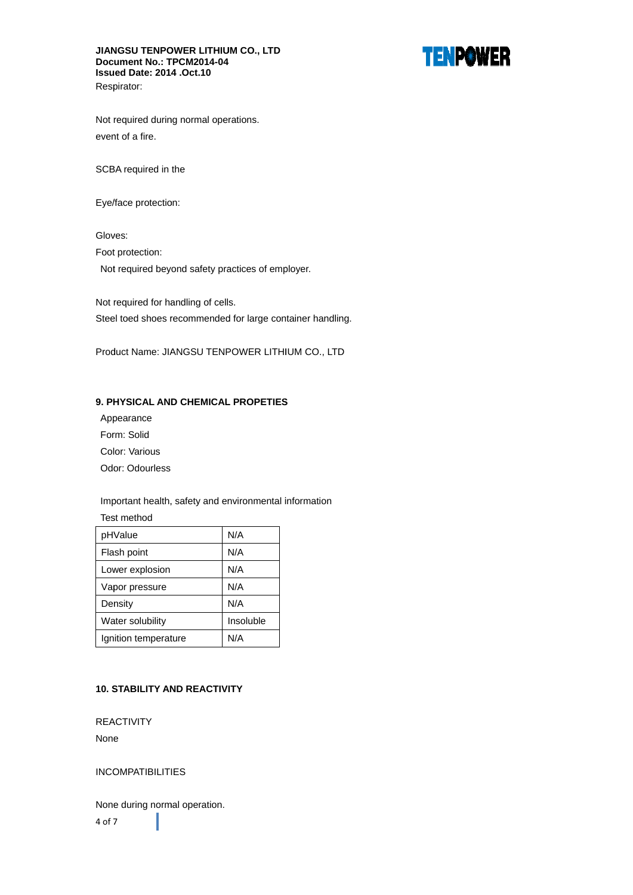Respirator:

Not required during normal operations.

event of a fire.

SCBA required in the

Eye/face protection:

Gloves:

Foot protection:

Not required beyond safety practices of employer.

Not required for handling of cells.

Steel toed shoes recommended for large container handling.

Product Name: JIANGSU TENPOWER LITHIUM CO., LTD

## 9. PHYSICAL AND CHEMICAL PROPETIES

Appearance

Form: Solid

Color: Various

Odor: Odourless

Important health, safety and environmental information

Test method

| pHValue | N/A |
|---|---|
| Flash point | N/A |
| Lower explosion | N/A |
| Vapor pressure | N/A |
| Density | N/A |
| Water solubility | Insoluble |
| Ignition temperature | N/A |

## 10. STABILITY AND REACTIVITY

REACTIVITY

None

INCOMPATIBILITIES

None during normal operation.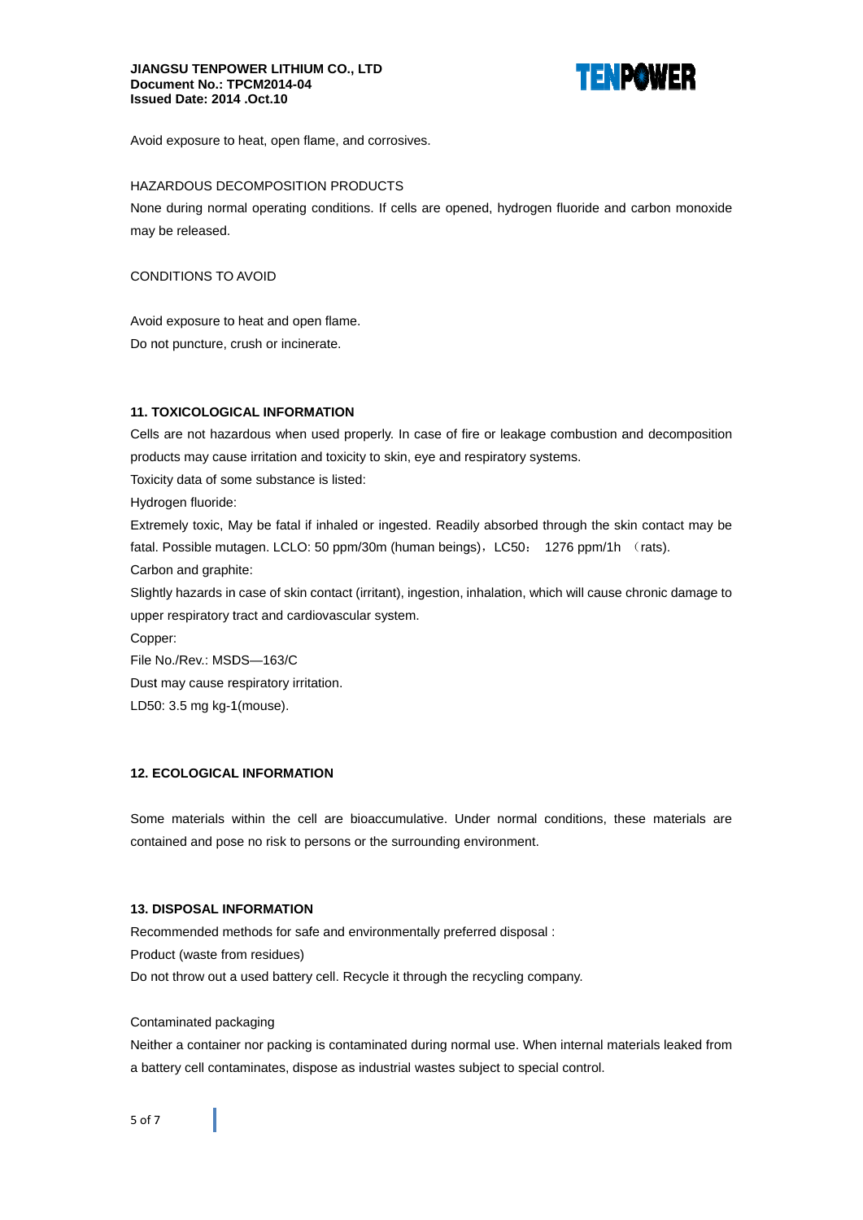Avoid exposure to heat, open flame, and corrosives.

HAZARDOUS DECOMPOSITION PRODUCTS

None during normal operating conditions. If cells are opened, hydrogen fluoride and carbon monoxide may be released.

CONDITIONS TO AVOID

Avoid exposure to heat and open flame.

Do not puncture, crush or incinerate.

## 11. TOXICOLOGICAL INFORMATION

Cells are not hazardous when used properly. In case of fire or leakage combustion and decomposition products may cause irritation and toxicity to skin, eye and respiratory systems.

Toxicity data of some substance is listed:

Hydrogen fluoride:

Extremely toxic, May be fatal if inhaled or ingested. Readily absorbed through the skin contact may be fatal. Possible mutagen. LCLO: 50 ppm/30m (human beings)，LC50： 1276 ppm/1h （rats).

Carbon and graphite:

Slightly hazards in case of skin contact (irritant), ingestion, inhalation, which will cause chronic damage to upper respiratory tract and cardiovascular system.

Copper:

File No./Rev.: MSDS—163/C

Dust may cause respiratory irritation.

LD50: 3.5 mg kg-1(mouse).

## 12. ECOLOGICAL INFORMATION

Some materials within the cell are bioaccumulative. Under normal conditions, these materials are contained and pose no risk to persons or the surrounding environment.

## 13. DISPOSAL INFORMATION

Recommended methods for safe and environmentally preferred disposal :

Product (waste from residues)

Do not throw out a used battery cell. Recycle it through the recycling company.

Contaminated packaging

Neither a container nor packing is contaminated during normal use. When internal materials leaked from a battery cell contaminates, dispose as industrial wastes subject to special control.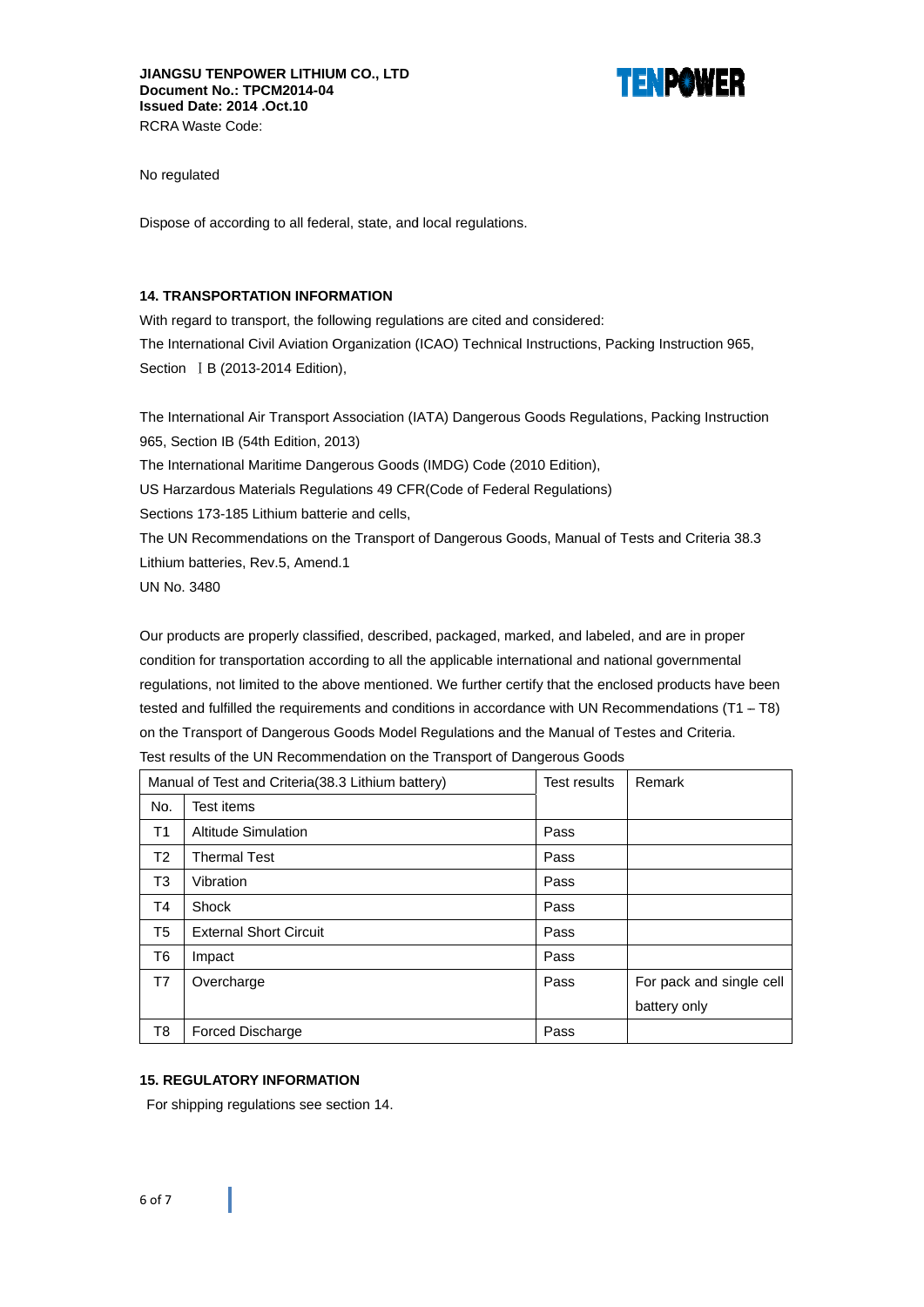RCRA Waste Code:

No regulated

Dispose of according to all federal, state, and local regulations.

## 14. TRANSPORTATION INFORMATION

With regard to transport, the following regulations are cited and considered:
The International Civil Aviation Organization (ICAO) Technical Instructions, Packing Instruction 965, Section ⅠB (2013-2014 Edition),

The International Air Transport Association (IATA) Dangerous Goods Regulations, Packing Instruction 965, Section IB (54th Edition, 2013)
The International Maritime Dangerous Goods (IMDG) Code (2010 Edition),
US Harzardous Materials Regulations 49 CFR(Code of Federal Regulations)
Sections 173-185 Lithium batterie and cells,
The UN Recommendations on the Transport of Dangerous Goods, Manual of Tests and Criteria 38.3 Lithium batteries, Rev.5, Amend.1
UN No. 3480

Our products are properly classified, described, packaged, marked, and labeled, and are in proper condition for transportation according to all the applicable international and national governmental regulations, not limited to the above mentioned. We further certify that the enclosed products have been tested and fulfilled the requirements and conditions in accordance with UN Recommendations (T1 – T8) on the Transport of Dangerous Goods Model Regulations and the Manual of Testes and Criteria.
Test results of the UN Recommendation on the Transport of Dangerous Goods

| Manual of Test and Criteria(38.3 Lithium battery) | | Test results | Remark |
|---|---|---|---|
| No. | Test items | | |
| T1 | Altitude Simulation | Pass | |
| T2 | Thermal Test | Pass | |
| T3 | Vibration | Pass | |
| T4 | Shock | Pass | |
| T5 | External Short Circuit | Pass | |
| T6 | Impact | Pass | |
| T7 | Overcharge | Pass | For pack and single cell battery only |
| T8 | Forced Discharge | Pass | |

## 15. REGULATORY INFORMATION

For shipping regulations see section 14.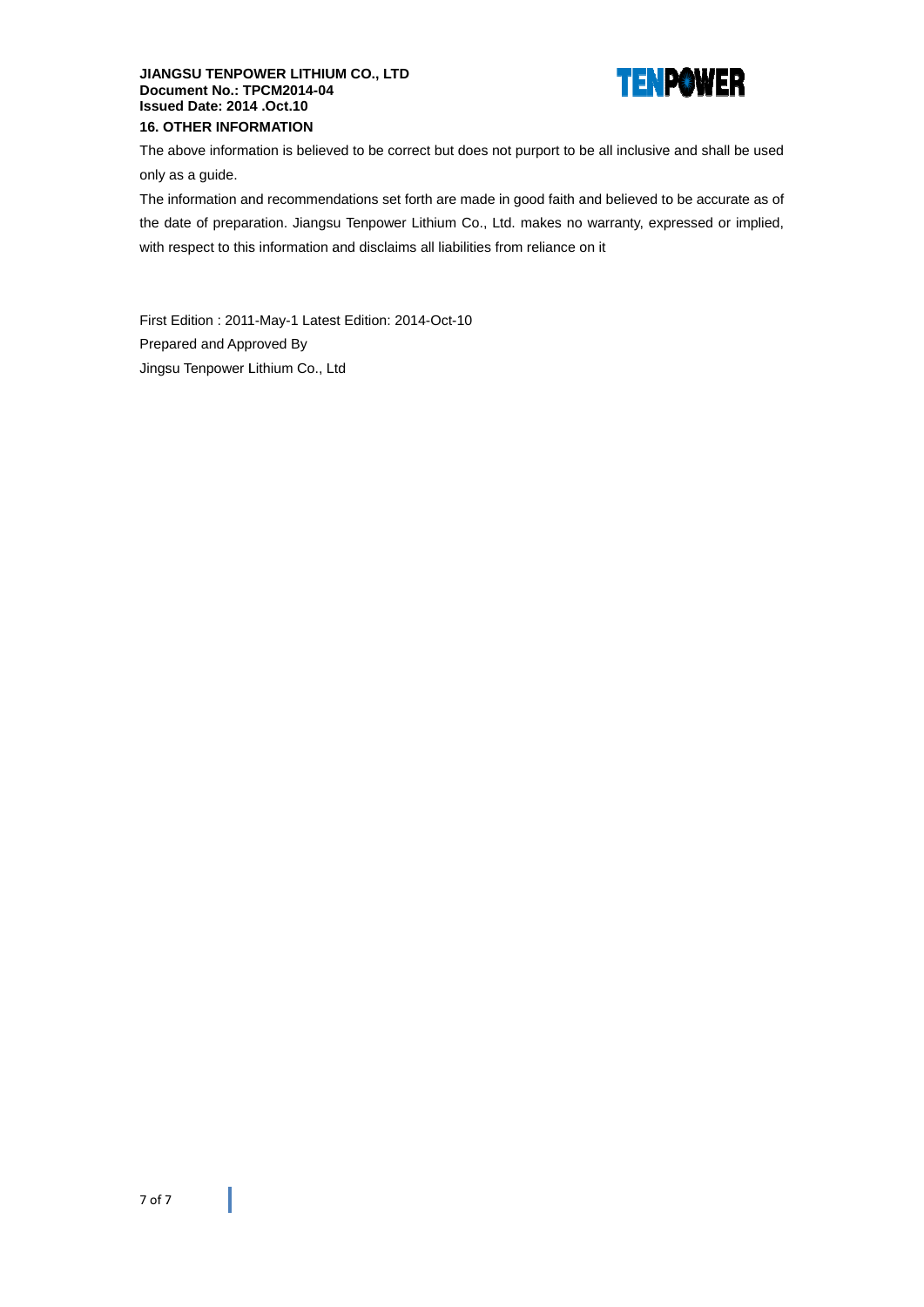## 16. OTHER INFORMATION

The above information is believed to be correct but does not purport to be all inclusive and shall be used only as a guide.

The information and recommendations set forth are made in good faith and believed to be accurate as of the date of preparation. Jiangsu Tenpower Lithium Co., Ltd. makes no warranty, expressed or implied, with respect to this information and disclaims all liabilities from reliance on it

First Edition : 2011-May-1 Latest Edition: 2014-Oct-10

Prepared and Approved By

Jingsu Tenpower Lithium Co., Ltd